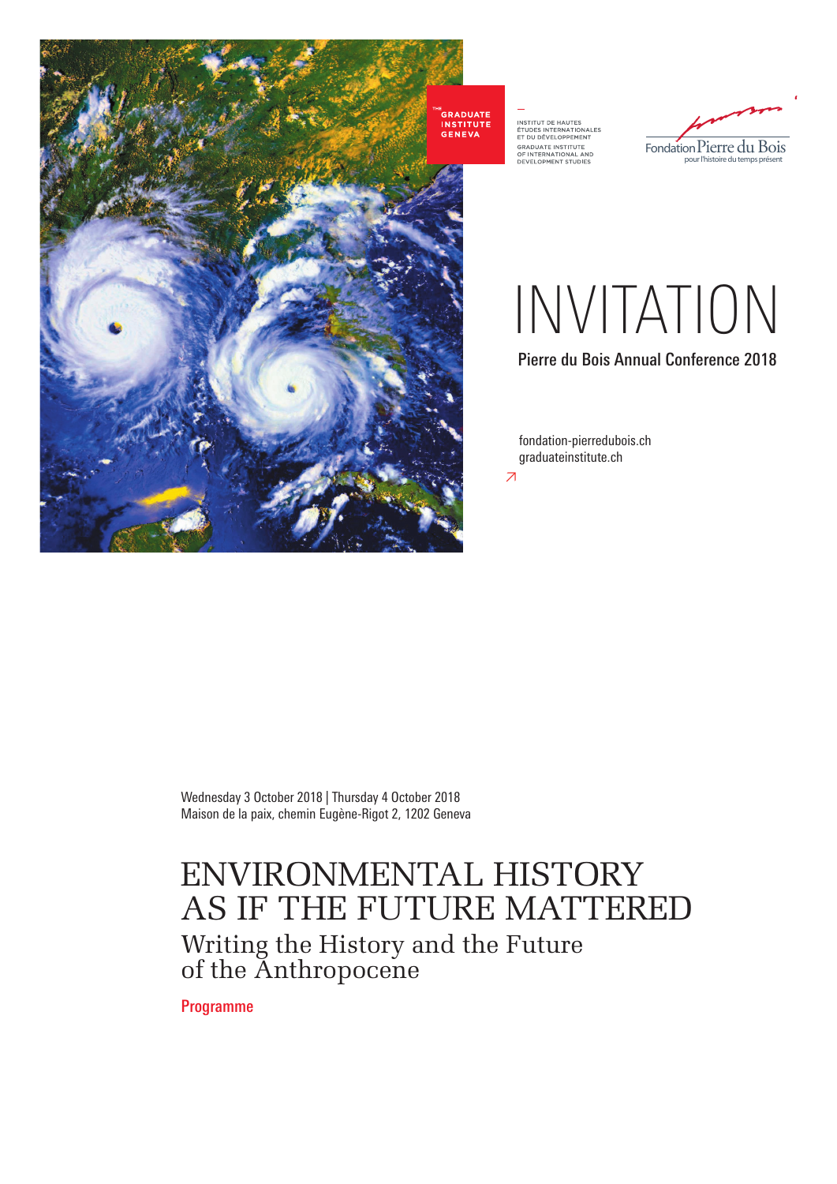THE GRADUATE INSTITUTE GENEVA

INSTITUT DE HAUTES ÉTUDES INTERNATIONALES ET DU DÉVELOPPEMENT
GRADUATE INSTITUTE OF INTERNATIONAL AND DEVELOPMENT STUDIES

Fondation Pierre du Bois pour l'histoire du temps présent

# INVITATION

Pierre du Bois Annual Conference 2018

fondation-pierredubois.ch
graduateinstitute.ch

Wednesday 3 October 2018 | Thursday 4 October 2018
Maison de la paix, chemin Eugène-Rigot 2, 1202 Geneva

# ENVIRONMENTAL HISTORY AS IF THE FUTURE MATTERED

## Writing the History and the Future of the Anthropocene

Programme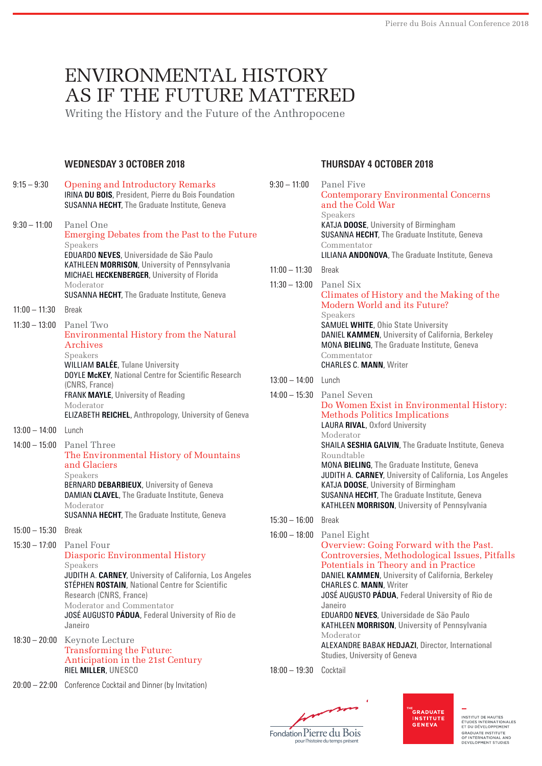# ENVIRONMENTAL HISTORY AS IF THE FUTURE MATTERED

Writing the History and the Future of the Anthropocene

## WEDNESDAY 3 OCTOBER 2018

**9:15 – 9:30** Opening and Introductory Remarks
IRINA **DU BOIS**, President, Pierre du Bois Foundation
SUSANNA **HECHT**, The Graduate Institute, Geneva

**9:30 – 11:00** Panel One
Emerging Debates from the Past to the Future
Speakers
EDUARDO **NEVES**, Universidade de São Paulo
KATHLEEN **MORRISON**, University of Pennsylvania
MICHAEL **HECKENBERGER**, University of Florida
Moderator
SUSANNA **HECHT**, The Graduate Institute, Geneva

**11:00 – 11:30** Break

**11:30 – 13:00** Panel Two
Environmental History from the Natural Archives
Speakers
WILLIAM **BALÉE**, Tulane University
DOYLE **McKEY**, National Centre for Scientific Research (CNRS, France)
FRANK **MAYLE**, University of Reading
Moderator
ELIZABETH **REICHEL**, Anthropology, University of Geneva

**13:00 – 14:00** Lunch

**14:00 – 15:00** Panel Three
The Environmental History of Mountains and Glaciers
Speakers
BERNARD **DEBARBIEUX**, University of Geneva
DAMIAN **CLAVEL**, The Graduate Institute, Geneva
Moderator
SUSANNA **HECHT**, The Graduate Institute, Geneva

**15:00 – 15:30** Break

**15:30 – 17:00** Panel Four
Diasporic Environmental History
Speakers
JUDITH A. **CARNEY**, University of California, Los Angeles
STÉPHEN **ROSTAIN**, National Centre for Scientific Research (CNRS, France)
Moderator and Commentator
JOSÉ AUGUSTO **PÁDUA**, Federal University of Rio de Janeiro

**18:30 – 20:00** Keynote Lecture
Transforming the Future: Anticipation in the 21st Century
RIEL **MILLER**, UNESCO

**20:00 – 22:00** Conference Cocktail and Dinner (by Invitation)

## THURSDAY 4 OCTOBER 2018

**9:30 – 11:00** Panel Five
Contemporary Environmental Concerns and the Cold War
Speakers
KATJA **DOOSE**, University of Birmingham
SUSANNA **HECHT**, The Graduate Institute, Geneva
Commentator
LILIANA **ANDONOVA**, The Graduate Institute, Geneva

**11:00 – 11:30** Break

**11:30 – 13:00** Panel Six
Climates of History and the Making of the Modern World and its Future?
Speakers
SAMUEL **WHITE**, Ohio State University
DANIEL **KAMMEN**, University of California, Berkeley
MONA **BIELING**, The Graduate Institute, Geneva
Commentator
CHARLES C. **MANN**, Writer

**13:00 – 14:00** Lunch

**14:00 – 15:30** Panel Seven
Do Women Exist in Environmental History: Methods Politics Implications
LAURA **RIVAL**, Oxford University
Moderator
SHAILA **SESHIA GALVIN**, The Graduate Institute, Geneva
Roundtable
MONA **BIELING**, The Graduate Institute, Geneva
JUDITH A. **CARNEY**, University of California, Los Angeles
KATJA **DOOSE**, University of Birmingham
SUSANNA **HECHT**, The Graduate Institute, Geneva
KATHLEEN **MORRISON**, University of Pennsylvania

**15:30 – 16:00** Break

**16:00 – 18:00** Panel Eight
Overview: Going Forward with the Past. Controversies, Methodological Issues, Pitfalls Potentials in Theory and in Practice
DANIEL **KAMMEN**, University of California, Berkeley
CHARLES C. **MANN**, Writer
JOSÉ AUGUSTO **PÁDUA**, Federal University of Rio de Janeiro
EDUARDO **NEVES**, Universidade de São Paulo
KATHLEEN **MORRISON**, University of Pennsylvania
Moderator
ALEXANDRE BABAK **HEDJAZI**, Director, International Studies, University of Geneva

**18:00 – 19:30** Cocktail

Fondation Pierre du Bois
pour l'histoire du temps présent

THE GRADUATE INSTITUTE GENEVA

INSTITUT DE HAUTES ÉTUDES INTERNATIONALES ET DU DÉVELOPPEMENT
GRADUATE INSTITUTE OF INTERNATIONAL AND DEVELOPMENT STUDIES